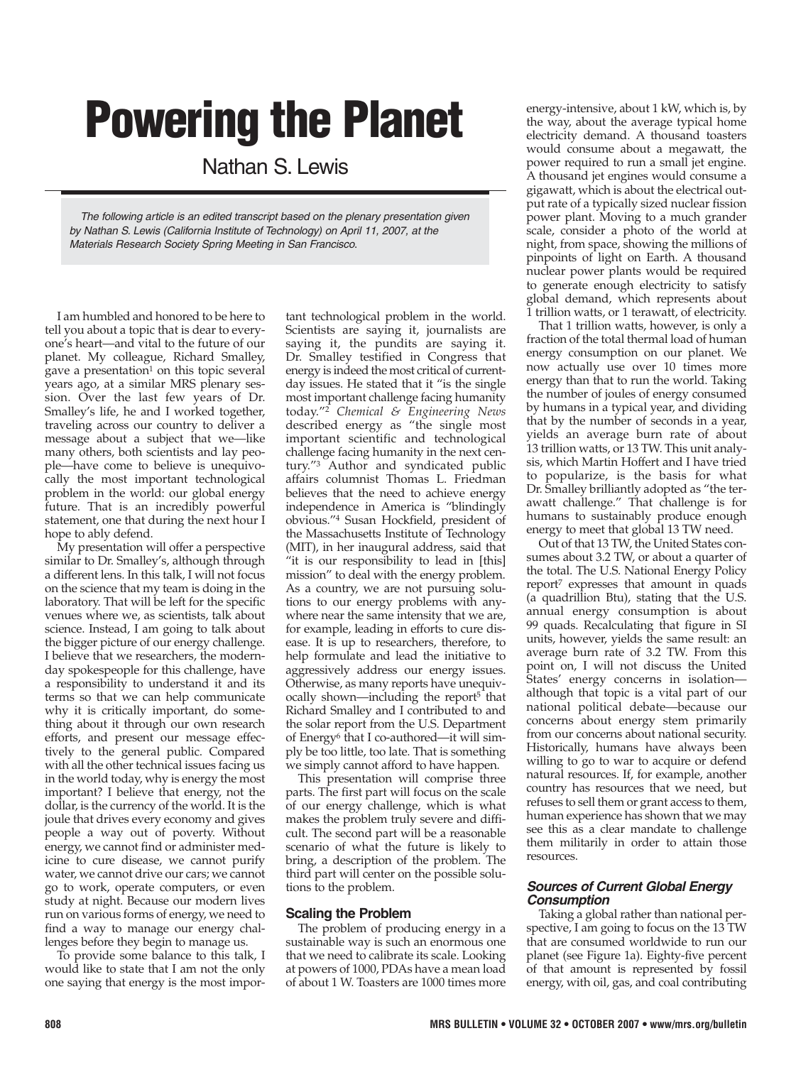# Powering the Planet

Nathan S. Lewis

*The following article is an edited transcript based on the plenary presentation given by Nathan S. Lewis (California Institute of Technology) on April 11, 2007, at the Materials Research Society Spring Meeting in San Francisco.*

I am humbled and honored to be here to tell you about a topic that is dear to everyone's heart—and vital to the future of our planet. My colleague, Richard Smalley, gave a presentation[1] on this topic several years ago, at a similar MRS plenary session. Over the last few years of Dr. Smalley's life, he and I worked together, traveling across our country to deliver a message about a subject that we—like many others, both scientists and lay people—have come to believe is unequivocally the most important technological problem in the world: our global energy future. That is an incredibly powerful statement, one that during the next hour I hope to ably defend.

My presentation will offer a perspective similar to Dr. Smalley's, although through a different lens. In this talk, I will not focus on the science that my team is doing in the laboratory. That will be left for the specific venues where we, as scientists, talk about science. Instead, I am going to talk about the bigger picture of our energy challenge. I believe that we researchers, the modern-day spokespeople for this challenge, have a responsibility to understand it and its terms so that we can help communicate why it is critically important, do something about it through our own research efforts, and present our message effectively to the general public. Compared with all the other technical issues facing us in the world today, why is energy the most important? I believe that energy, not the dollar, is the currency of the world. It is the joule that drives every economy and gives people a way out of poverty. Without energy, we cannot find or administer medicine to cure disease, we cannot purify water, we cannot drive our cars; we cannot go to work, operate computers, or even study at night. Because our modern lives run on various forms of energy, we need to find a way to manage our energy challenges before they begin to manage us.

To provide some balance to this talk, I would like to state that I am not the only one saying that energy is the most important technological problem in the world. Scientists are saying it, journalists are saying it, the pundits are saying it. Dr. Smalley testified in Congress that energy is indeed the most critical of current-day issues. He stated that it "is the single most important challenge facing humanity today."[2] *Chemical & Engineering News* described energy as "the single most important scientific and technological challenge facing humanity in the next century."[3] Author and syndicated public affairs columnist Thomas L. Friedman believes that the need to achieve energy independence in America is "blindingly obvious."[4] Susan Hockfield, president of the Massachusetts Institute of Technology (MIT), in her inaugural address, said that "it is our responsibility to lead in [this] mission" to deal with the energy problem. As a country, we are not pursuing solutions to our energy problems with anywhere near the same intensity that we are, for example, leading in efforts to cure disease. It is up to researchers, therefore, to help formulate and lead the initiative to aggressively address our energy issues. Otherwise, as many reports have unequivocally shown—including the report[5] that Richard Smalley and I contributed to and the solar report from the U.S. Department of Energy[6] that I co-authored—it will simply be too little, too late. That is something we simply cannot afford to have happen.

This presentation will comprise three parts. The first part will focus on the scale of our energy challenge, which is what makes the problem truly severe and difficult. The second part will be a reasonable scenario of what the future is likely to bring, a description of the problem. The third part will center on the possible solutions to the problem.

## Scaling the Problem

The problem of producing energy in a sustainable way is such an enormous one that we need to calibrate its scale. Looking at powers of 1000, PDAs have a mean load of about 1 W. Toasters are 1000 times more energy-intensive, about 1 kW, which is, by the way, about the average typical home electricity demand. A thousand toasters would consume about a megawatt, the power required to run a small jet engine. A thousand jet engines would consume a gigawatt, which is about the electrical output rate of a typically sized nuclear fission power plant. Moving to a much grander scale, consider a photo of the world at night, from space, showing the millions of pinpoints of light on Earth. A thousand nuclear power plants would be required to generate enough electricity to satisfy global demand, which represents about 1 trillion watts, or 1 terawatt, of electricity.

That 1 trillion watts, however, is only a fraction of the total thermal load of human energy consumption on our planet. We now actually use over 10 times more energy than that to run the world. Taking the number of joules of energy consumed by humans in a typical year, and dividing that by the number of seconds in a year, yields an average burn rate of about 13 trillion watts, or 13 TW. This unit analysis, which Martin Hoffert and I have tried to popularize, is the basis for what Dr. Smalley brilliantly adopted as "the terawatt challenge." That challenge is for humans to sustainably produce enough energy to meet that global 13 TW need.

Out of that 13 TW, the United States consumes about 3.2 TW, or about a quarter of the total. The U.S. National Energy Policy report[7] expresses that amount in quads (a quadrillion Btu), stating that the U.S. annual energy consumption is about 99 quads. Recalculating that figure in SI units, however, yields the same result: an average burn rate of 3.2 TW. From this point on, I will not discuss the United States' energy concerns in isolation—although that topic is a vital part of our national political debate—because our concerns about energy stem primarily from our concerns about national security. Historically, humans have always been willing to go to war to acquire or defend natural resources. If, for example, another country has resources that we need, but refuses to sell them or grant access to them, human experience has shown that we may see this as a clear mandate to challenge them militarily in order to attain those resources.

### Sources of Current Global Energy Consumption

Taking a global rather than national perspective, I am going to focus on the 13 TW that are consumed worldwide to run our planet (see Figure 1a). Eighty-five percent of that amount is represented by fossil energy, with oil, gas, and coal contributing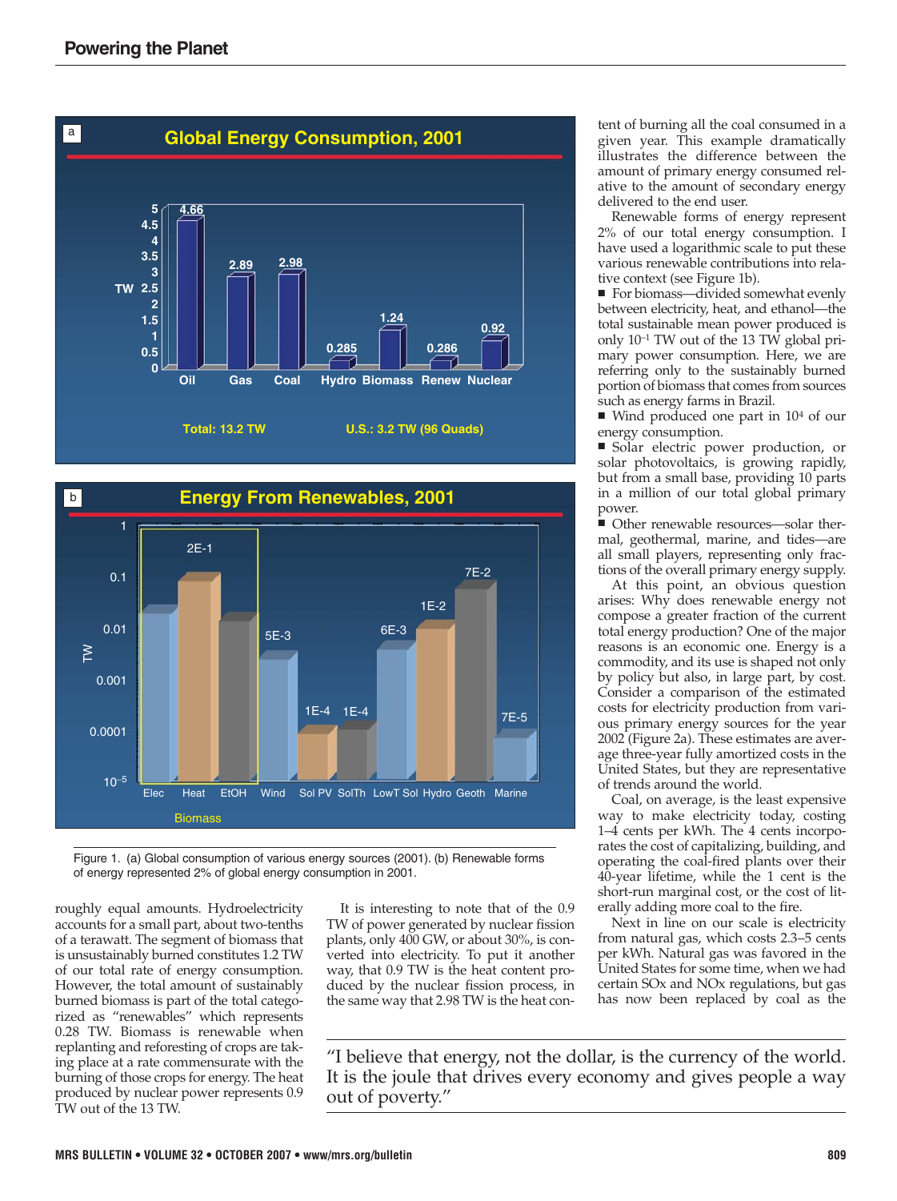Figure 1. (a) Global consumption of various energy sources (2001). (b) Renewable forms of energy represented 2% of global energy consumption in 2001.

roughly equal amounts. Hydroelectricity accounts for a small part, about two-tenths of a terawatt. The segment of biomass that is unsustainably burned constitutes 1.2 TW of our total rate of energy consumption. However, the total amount of sustainably burned biomass is part of the total categorized as "renewables" which represents 0.28 TW. Biomass is renewable when replanting and reforesting of crops are taking place at a rate commensurate with the burning of those crops for energy. The heat produced by nuclear power represents 0.9 TW out of the 13 TW.

It is interesting to note that of the 0.9 TW of power generated by nuclear fission plants, only 400 GW, or about 30%, is converted into electricity. To put it another way, that 0.9 TW is the heat content produced by the nuclear fission process, in the same way that 2.98 TW is the heat content of burning all the coal consumed in a given year. This example dramatically illustrates the difference between the amount of primary energy consumed relative to the amount of secondary energy delivered to the end user.

Renewable forms of energy represent 2% of our total energy consumption. I have used a logarithmic scale to put these various renewable contributions into relative context (see Figure 1b).

- For biomass—divided somewhat evenly between electricity, heat, and ethanol—the total sustainable mean power produced is only $10^{-1}$ TW out of the 13 TW global primary power consumption. Here, we are referring only to the sustainably burned portion of biomass that comes from sources such as energy farms in Brazil.
- Wind produced one part in $10^4$ of our energy consumption.
- Solar electric power production, or solar photovoltaics, is growing rapidly, but from a small base, providing 10 parts in a million of our total global primary power.
- Other renewable resources—solar thermal, geothermal, marine, and tides—are all small players, representing only fractions of the overall primary energy supply.

At this point, an obvious question arises: Why does renewable energy not compose a greater fraction of the current total energy production? One of the major reasons is an economic one. Energy is a commodity, and its use is shaped not only by policy but also, in large part, by cost. Consider a comparison of the estimated costs for electricity production from various primary energy sources for the year 2002 (Figure 2a). These estimates are average three-year fully amortized costs in the United States, but they are representative of trends around the world.

Coal, on average, is the least expensive way to make electricity today, costing 1–4 cents per kWh. The 4 cents incorporates the cost of capitalizing, building, and operating the coal-fired plants over their 40-year lifetime, while the 1 cent is the short-run marginal cost, or the cost of literally adding more coal to the fire.

Next in line on our scale is electricity from natural gas, which costs 2.3–5 cents per kWh. Natural gas was favored in the United States for some time, when we had certain SOx and NOx regulations, but gas has now been replaced by coal as the

> "I believe that energy, not the dollar, is the currency of the world. It is the joule that drives every economy and gives people a way out of poverty."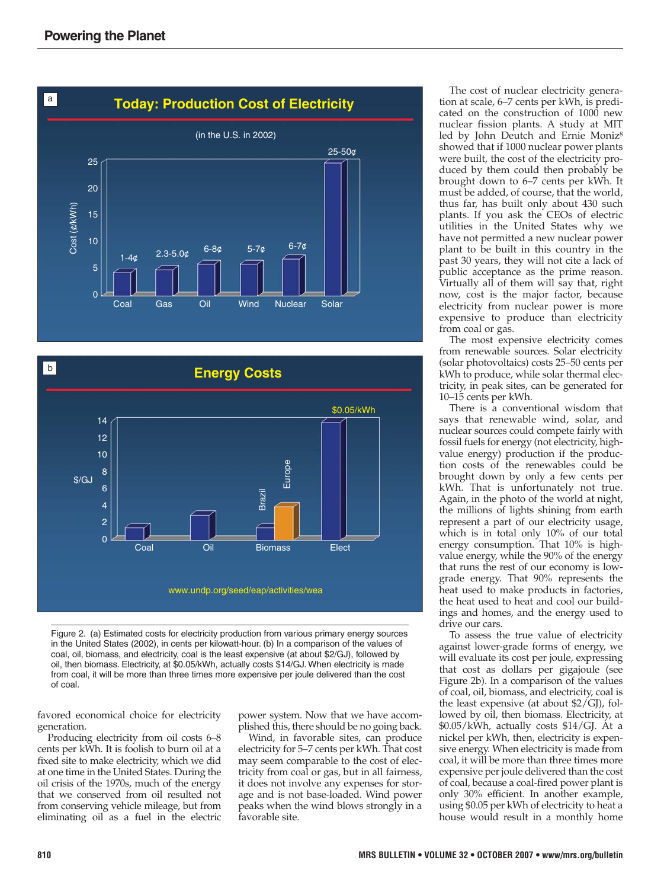Figure 2. (a) Estimated costs for electricity production from various primary energy sources in the United States (2002), in cents per kilowatt-hour. (b) In a comparison of the values of coal, oil, biomass, and electricity, coal is the least expensive (at about $2/GJ), followed by oil, then biomass. Electricity, at $0.05/kWh, actually costs $14/GJ. When electricity is made from coal, it will be more than three times more expensive per joule delivered than the cost of coal.

favored economical choice for electricity generation.

Producing electricity from oil costs 6–8 cents per kWh. It is foolish to burn oil at a fixed site to make electricity, which we did at one time in the United States. During the oil crisis of the 1970s, much of the energy that we conserved from oil resulted not from conserving vehicle mileage, but from eliminating oil as a fuel in the electric power system. Now that we have accomplished this, there should be no going back.

Wind, in favorable sites, can produce electricity for 5–7 cents per kWh. That cost may seem comparable to the cost of electricity from coal or gas, but in all fairness, it does not involve any expenses for storage and is not base-loaded. Wind power peaks when the wind blows strongly in a favorable site.

The cost of nuclear electricity generation at scale, 6–7 cents per kWh, is predicated on the construction of 1000 new nuclear fission plants. A study at MIT led by John Deutch and Ernie Moniz[8] showed that if 1000 nuclear power plants were built, the cost of the electricity produced by them could then probably be brought down to 6–7 cents per kWh. It must be added, of course, that the world, thus far, has built only about 430 such plants. If you ask the CEOs of electric utilities in the United States why we have not permitted a new nuclear power plant to be built in this country in the past 30 years, they will not cite a lack of public acceptance as the prime reason. Virtually all of them will say that, right now, cost is the major factor, because electricity from nuclear power is more expensive to produce than electricity from coal or gas.

The most expensive electricity comes from renewable sources. Solar electricity (solar photovoltaics) costs 25–50 cents per kWh to produce, while solar thermal electricity, in peak sites, can be generated for 10–15 cents per kWh.

There is a conventional wisdom that says that renewable wind, solar, and nuclear sources could compete fairly with fossil fuels for energy (not electricity, high-value energy) production if the production costs of the renewables could be brought down by only a few cents per kWh. That is unfortunately not true. Again, in the photo of the world at night, the millions of lights shining from earth represent a part of our electricity usage, which is in total only 10% of our total energy consumption. That 10% is high-value energy, while the 90% of the energy that runs the rest of our economy is low-grade energy. That 90% represents the heat used to make products in factories, the heat used to heat and cool our buildings and homes, and the energy used to drive our cars.

To assess the true value of electricity against lower-grade forms of energy, we will evaluate its cost per joule, expressing that cost as dollars per gigajoule (see Figure 2b). In a comparison of the values of coal, oil, biomass, and electricity, coal is the least expensive (at about $2/GJ), followed by oil, then biomass. Electricity, at $0.05/kWh, actually costs $14/GJ. At a nickel per kWh, then, electricity is expensive energy. When electricity is made from coal, it will be more than three times more expensive per joule delivered than the cost of coal, because a coal-fired power plant is only 30% efficient. In another example, using $0.05 per kWh of electricity to heat a house would result in a monthly home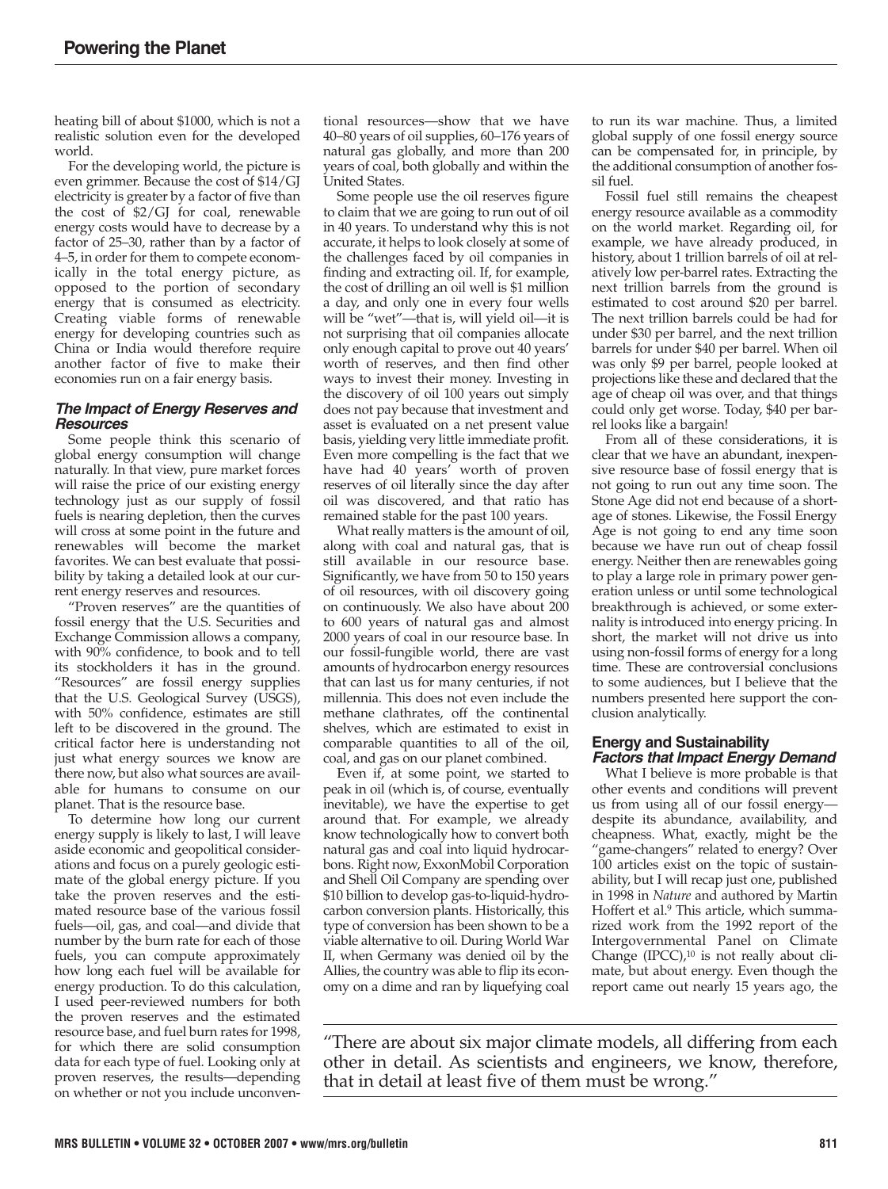heating bill of about $1000, which is not a realistic solution even for the developed world.

For the developing world, the picture is even grimmer. Because the cost of $14/GJ electricity is greater by a factor of five than the cost of $2/GJ for coal, renewable energy costs would have to decrease by a factor of 25–30, rather than by a factor of 4–5, in order for them to compete economically in the total energy picture, as opposed to the portion of secondary energy that is consumed as electricity. Creating viable forms of renewable energy for developing countries such as China or India would therefore require another factor of five to make their economies run on a fair energy basis.

### *The Impact of Energy Reserves and Resources*

Some people think this scenario of global energy consumption will change naturally. In that view, pure market forces will raise the price of our existing energy technology just as our supply of fossil fuels is nearing depletion, then the curves will cross at some point in the future and renewables will become the market favorites. We can best evaluate that possibility by taking a detailed look at our current energy reserves and resources.

"Proven reserves" are the quantities of fossil energy that the U.S. Securities and Exchange Commission allows a company, with 90% confidence, to book and to tell its stockholders it has in the ground. "Resources" are fossil energy supplies that the U.S. Geological Survey (USGS), with 50% confidence, estimates are still left to be discovered in the ground. The critical factor here is understanding not just what energy sources we know are there now, but also what sources are available for humans to consume on our planet. That is the resource base.

To determine how long our current energy supply is likely to last, I will leave aside economic and geopolitical considerations and focus on a purely geologic estimate of the global energy picture. If you take the proven reserves and the estimated resource base of the various fossil fuels—oil, gas, and coal—and divide that number by the burn rate for each of those fuels, you can compute approximately how long each fuel will be available for energy production. To do this calculation, I used peer-reviewed numbers for both the proven reserves and the estimated resource base, and fuel burn rates for 1998, for which there are solid consumption data for each type of fuel. Looking only at proven reserves, the results—depending on whether or not you include unconventional resources—show that we have 40–80 years of oil supplies, 60–176 years of natural gas globally, and more than 200 years of coal, both globally and within the United States.

Some people use the oil reserves figure to claim that we are going to run out of oil in 40 years. To understand why this is not accurate, it helps to look closely at some of the challenges faced by oil companies in finding and extracting oil. If, for example, the cost of drilling an oil well is $1 million a day, and only one in every four wells will be "wet"—that is, will yield oil—it is not surprising that oil companies allocate only enough capital to prove out 40 years' worth of reserves, and then find other ways to invest their money. Investing in the discovery of oil 100 years out simply does not pay because that investment and asset is evaluated on a net present value basis, yielding very little immediate profit. Even more compelling is the fact that we have had 40 years' worth of proven reserves of oil literally since the day after oil was discovered, and that ratio has remained stable for the past 100 years.

What really matters is the amount of oil, along with coal and natural gas, that is still available in our resource base. Significantly, we have from 50 to 150 years of oil resources, with oil discovery going on continuously. We also have about 200 to 600 years of natural gas and almost 2000 years of coal in our resource base. In our fossil-fungible world, there are vast amounts of hydrocarbon energy resources that can last us for many centuries, if not millennia. This does not even include the methane clathrates, off the continental shelves, which are estimated to exist in comparable quantities to all of the oil, coal, and gas on our planet combined.

Even if, at some point, we started to peak in oil (which is, of course, eventually inevitable), we have the expertise to get around that. For example, we already know technologically how to convert both natural gas and coal into liquid hydrocarbons. Right now, ExxonMobil Corporation and Shell Oil Company are spending over $10 billion to develop gas-to-liquid-hydrocarbon conversion plants. Historically, this type of conversion has been shown to be a viable alternative to oil. During World War II, when Germany was denied oil by the Allies, the country was able to flip its economy on a dime and ran by liquefying coal to run its war machine. Thus, a limited global supply of one fossil energy source can be compensated for, in principle, by the additional consumption of another fossil fuel.

Fossil fuel still remains the cheapest energy resource available as a commodity on the world market. Regarding oil, for example, we have already produced, in history, about 1 trillion barrels of oil at relatively low per-barrel rates. Extracting the next trillion barrels from the ground is estimated to cost around $20 per barrel. The next trillion barrels could be had for under $30 per barrel, and the next trillion barrels for under $40 per barrel. When oil was only $9 per barrel, people looked at projections like these and declared that the age of cheap oil was over, and that things could only get worse. Today, $40 per barrel looks like a bargain!

From all of these considerations, it is clear that we have an abundant, inexpensive resource base of fossil energy that is not going to run out any time soon. The Stone Age did not end because of a shortage of stones. Likewise, the Fossil Energy Age is not going to end any time soon because we have run out of cheap fossil energy. Neither then are renewables going to play a large role in primary power generation unless or until some technological breakthrough is achieved, or some externality is introduced into energy pricing. In short, the market will not drive us into using non-fossil forms of energy for a long time. These are controversial conclusions to some audiences, but I believe that the numbers presented here support the conclusion analytically.

## Energy and Sustainability

### *Factors that Impact Energy Demand*

What I believe is more probable is that other events and conditions will prevent us from using all of our fossil energy—despite its abundance, availability, and cheapness. What, exactly, might be the "game-changers" related to energy? Over 100 articles exist on the topic of sustainability, but I will recap just one, published in 1998 in *Nature* and authored by Martin Hoffert et al.[9] This article, which summarized work from the 1992 report of the Intergovernmental Panel on Climate Change (IPCC),[10] is not really about climate, but about energy. Even though the report came out nearly 15 years ago, the

> "There are about six major climate models, all differing from each other in detail. As scientists and engineers, we know, therefore, that in detail at least five of them must be wrong."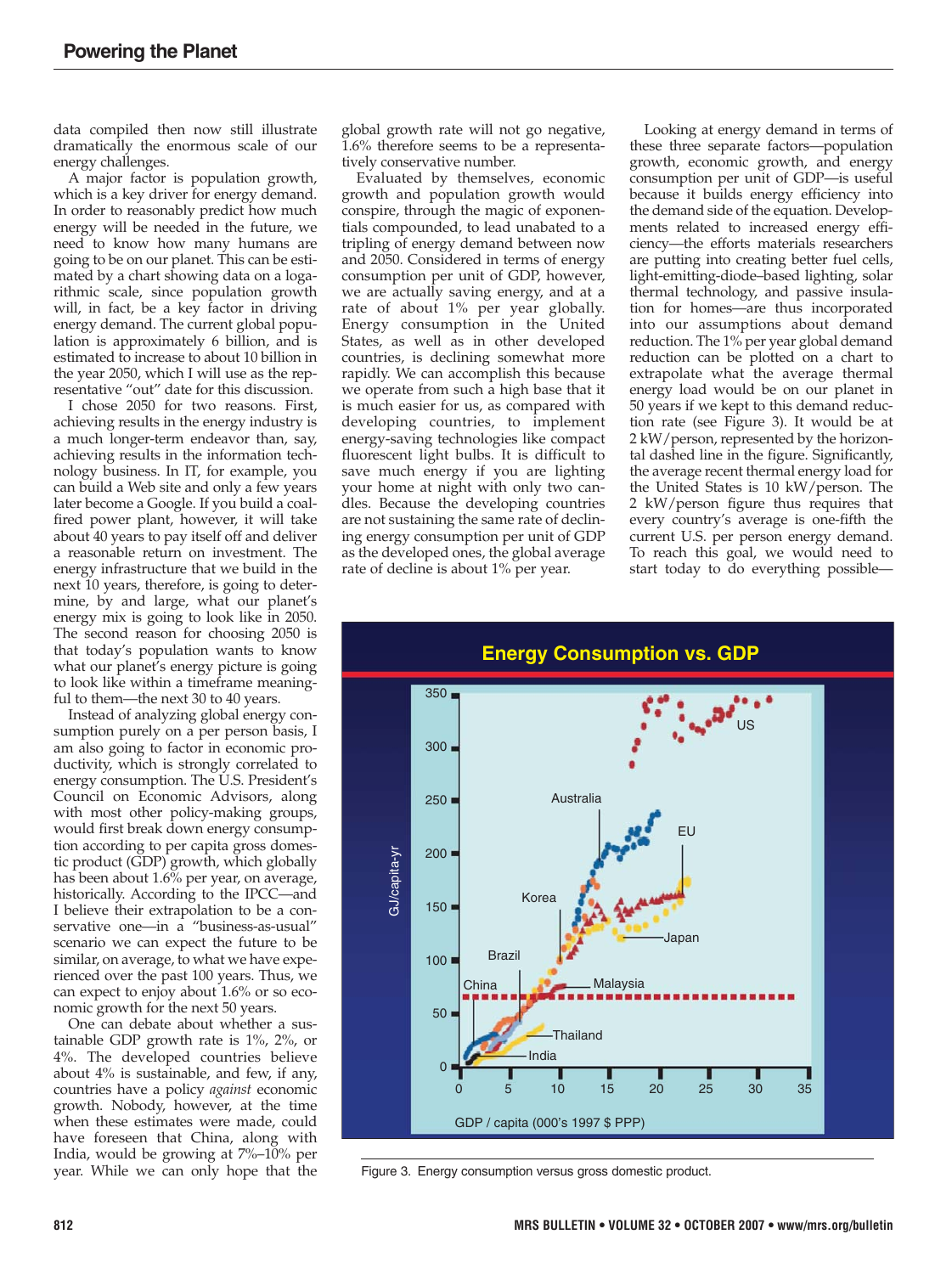data compiled then now still illustrate dramatically the enormous scale of our energy challenges.

A major factor is population growth, which is a key driver for energy demand. In order to reasonably predict how much energy will be needed in the future, we need to know how many humans are going to be on our planet. This can be estimated by a chart showing data on a logarithmic scale, since population growth will, in fact, be a key factor in driving energy demand. The current global population is approximately 6 billion, and is estimated to increase to about 10 billion in the year 2050, which I will use as the representative "out" date for this discussion.

I chose 2050 for two reasons. First, achieving results in the energy industry is a much longer-term endeavor than, say, achieving results in the information technology business. In IT, for example, you can build a Web site and only a few years later become a Google. If you build a coal-fired power plant, however, it will take about 40 years to pay itself off and deliver a reasonable return on investment. The energy infrastructure that we build in the next 10 years, therefore, is going to determine, by and large, what our planet's energy mix is going to look like in 2050. The second reason for choosing 2050 is that today's population wants to know what our planet's energy picture is going to look like within a timeframe meaningful to them—the next 30 to 40 years.

Instead of analyzing global energy consumption purely on a per person basis, I am also going to factor in economic productivity, which is strongly correlated to energy consumption. The U.S. President's Council on Economic Advisors, along with most other policy-making groups, would first break down energy consumption according to per capita gross domestic product (GDP) growth, which globally has been about 1.6% per year, on average, historically. According to the IPCC—and I believe their extrapolation to be a conservative one—in a "business-as-usual" scenario we can expect the future to be similar, on average, to what we have experienced over the past 100 years. Thus, we can expect to enjoy about 1.6% or so economic growth for the next 50 years.

One can debate about whether a sustainable GDP growth rate is 1%, 2%, or 4%. The developed countries believe about 4% is sustainable, and few, if any, countries have a policy *against* economic growth. Nobody, however, at the time when these estimates were made, could have foreseen that China, along with India, would be growing at 7%–10% per year. While we can only hope that the global growth rate will not go negative, 1.6% therefore seems to be a representatively conservative number.

Evaluated by themselves, economic growth and population growth would conspire, through the magic of exponentials compounded, to lead unabated to a tripling of energy demand between now and 2050. Considered in terms of energy consumption per unit of GDP, however, we are actually saving energy, and at a rate of about 1% per year globally. Energy consumption in the United States, as well as in other developed countries, is declining somewhat more rapidly. We can accomplish this because we operate from such a high base that it is much easier for us, as compared with developing countries, to implement energy-saving technologies like compact fluorescent light bulbs. It is difficult to save much energy if you are lighting your home at night with only two candles. Because the developing countries are not sustaining the same rate of declining energy consumption per unit of GDP as the developed ones, the global average rate of decline is about 1% per year.

Looking at energy demand in terms of these three separate factors—population growth, economic growth, and energy consumption per unit of GDP—is useful because it builds energy efficiency into the demand side of the equation. Developments related to increased energy efficiency—the efforts materials researchers are putting into creating better fuel cells, light-emitting-diode–based lighting, solar thermal technology, and passive insulation for homes—are thus incorporated into our assumptions about demand reduction. The 1% per year global demand reduction can be plotted on a chart to extrapolate what the average thermal energy load would be on our planet in 50 years if we kept to this demand reduction rate (see Figure 3). It would be at 2 kW/person, represented by the horizontal dashed line in the figure. Significantly, the average recent thermal energy load for the United States is 10 kW/person. The 2 kW/person figure thus requires that every country's average is one-fifth the current U.S. per person energy demand. To reach this goal, we would need to start today to do everything possible—

Figure 3. Energy consumption versus gross domestic product.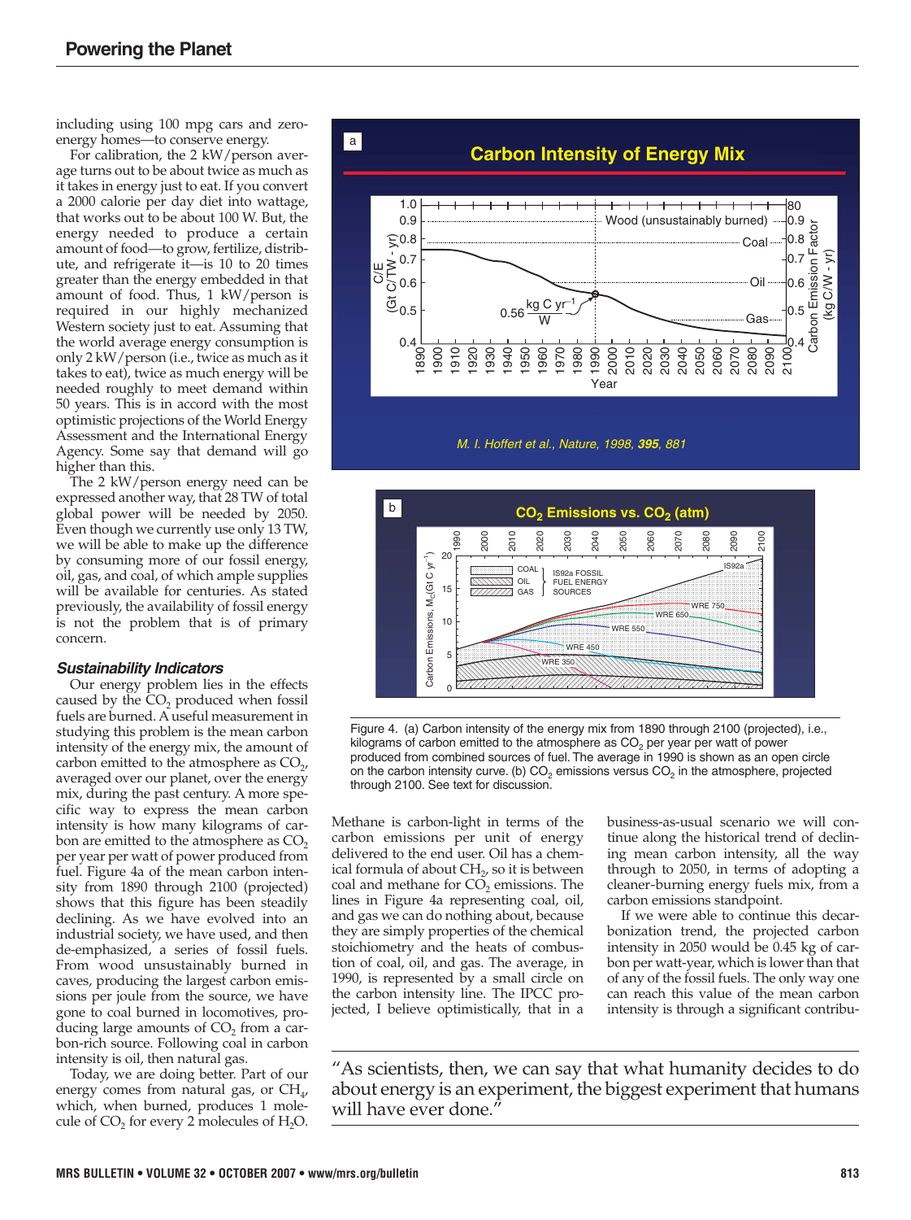including using 100 mpg cars and zero-energy homes—to conserve energy.

For calibration, the 2 kW/person average turns out to be about twice as much as it takes in energy just to eat. If you convert a 2000 calorie per day diet into wattage, that works out to be about 100 W. But, the energy needed to produce a certain amount of food—to grow, fertilize, distribute, and refrigerate it—is 10 to 20 times greater than the energy embedded in that amount of food. Thus, 1 kW/person is required in our highly mechanized Western society just to eat. Assuming that the world average energy consumption is only 2 kW/person (i.e., twice as much as it takes to eat), twice as much energy will be needed roughly to meet demand within 50 years. This is in accord with the most optimistic projections of the World Energy Assessment and the International Energy Agency. Some say that demand will go higher than this.

The 2 kW/person energy need can be expressed another way, that 28 TW of total global power will be needed by 2050. Even though we currently use only 13 TW, we will be able to make up the difference by consuming more of our fossil energy, oil, gas, and coal, of which ample supplies will be available for centuries. As stated previously, the availability of fossil energy is not the problem that is of primary concern.

### Sustainability Indicators

Our energy problem lies in the effects caused by the $CO_2$ produced when fossil fuels are burned. A useful measurement in studying this problem is the mean carbon intensity of the energy mix, the amount of carbon emitted to the atmosphere as $CO_2$, averaged over our planet, over the energy mix, during the past century. A more specific way to express the mean carbon intensity is how many kilograms of carbon are emitted to the atmosphere as $CO_2$ per year per watt of power produced from fuel. Figure 4a of the mean carbon intensity from 1890 through 2100 (projected) shows that this figure has been steadily declining. As we have evolved into an industrial society, we have used, and then de-emphasized, a series of fossil fuels. From wood unsustainably burned in caves, producing the largest carbon emissions per joule from the source, we have gone to coal burned in locomotives, producing large amounts of $CO_2$ from a carbon-rich source. Following coal in carbon intensity is oil, then natural gas.

Today, we are doing better. Part of our energy comes from natural gas, or $CH_4$, which, when burned, produces 1 molecule of $CO_2$ for every 2 molecules of $H_2O$. Methane is carbon-light in terms of the carbon emissions per unit of energy delivered to the end user. Oil has a chemical formula of about $CH_2$, so it is between coal and methane for $CO_2$ emissions. The lines in Figure 4a representing coal, oil, and gas we can do nothing about, because they are simply properties of the chemical stoichiometry and the heats of combustion of coal, oil, and gas. The average, in 1990, is represented by a small circle on the carbon intensity line. The IPCC projected, I believe optimistically, that in a business-as-usual scenario we will continue along the historical trend of declining mean carbon intensity, all the way through to 2050, in terms of adopting a cleaner-burning energy fuels mix, from a carbon emissions standpoint.

If we were able to continue this decarbonization trend, the projected carbon intensity in 2050 would be 0.45 kg of carbon per watt-year, which is lower than that of any of the fossil fuels. The only way one can reach this value of the mean carbon intensity is through a significant contribu-

Figure 4. (a) Carbon intensity of the energy mix from 1890 through 2100 (projected), i.e., kilograms of carbon emitted to the atmosphere as $CO_2$ per year per watt of power produced from combined sources of fuel. The average in 1990 is shown as an open circle on the carbon intensity curve. (b) $CO_2$ emissions versus $CO_2$ in the atmosphere, projected through 2100. See text for discussion.

"As scientists, then, we can say that what humanity decides to do about energy is an experiment, the biggest experiment that humans will have ever done."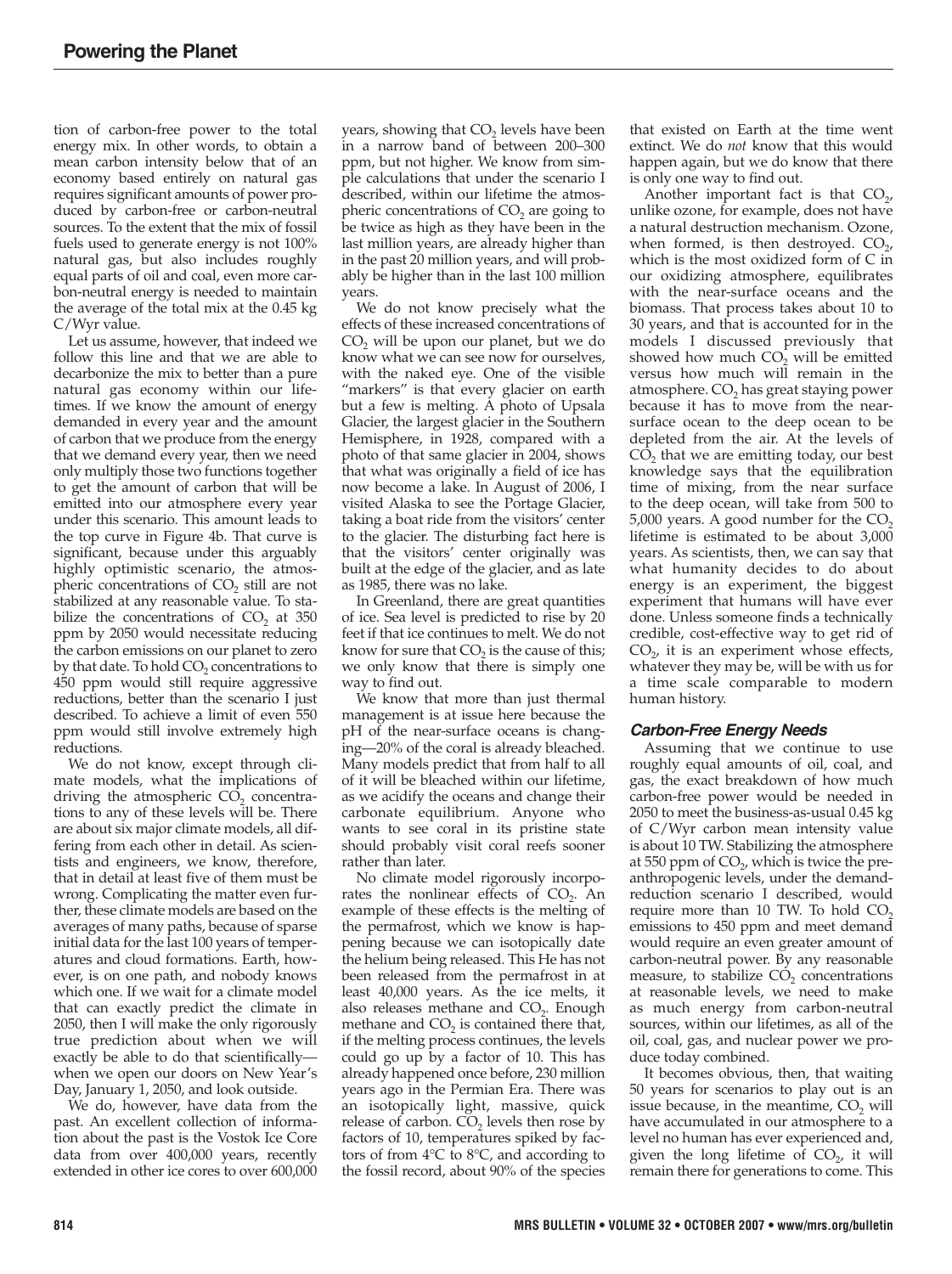tion of carbon-free power to the total energy mix. In other words, to obtain a mean carbon intensity below that of an economy based entirely on natural gas requires significant amounts of power produced by carbon-free or carbon-neutral sources. To the extent that the mix of fossil fuels used to generate energy is not 100% natural gas, but also includes roughly equal parts of oil and coal, even more carbon-neutral energy is needed to maintain the average of the total mix at the 0.45 kg C/Wyr value.

Let us assume, however, that indeed we follow this line and that we are able to decarbonize the mix to better than a pure natural gas economy within our lifetimes. If we know the amount of energy demanded in every year and the amount of carbon that we produce from the energy that we demand every year, then we need only multiply those two functions together to get the amount of carbon that will be emitted into our atmosphere every year under this scenario. This amount leads to the top curve in Figure 4b. That curve is significant, because under this arguably highly optimistic scenario, the atmospheric concentrations of $CO_2$ still are not stabilized at any reasonable value. To stabilize the concentrations of $CO_2$ at 350 ppm by 2050 would necessitate reducing the carbon emissions on our planet to zero by that date. To hold $CO_2$ concentrations to 450 ppm would still require aggressive reductions, better than the scenario I just described. To achieve a limit of even 550 ppm would still involve extremely high reductions.

We do not know, except through climate models, what the implications of driving the atmospheric $CO_2$ concentrations to any of these levels will be. There are about six major climate models, all differing from each other in detail. As scientists and engineers, we know, therefore, that in detail at least five of them must be wrong. Complicating the matter even further, these climate models are based on the averages of many paths, because of sparse initial data for the last 100 years of temperatures and cloud formations. Earth, however, is on one path, and nobody knows which one. If we wait for a climate model that can exactly predict the climate in 2050, then I will make the only rigorously true prediction about when we will exactly be able to do that scientifically—when we open our doors on New Year's Day, January 1, 2050, and look outside.

We do, however, have data from the past. An excellent collection of information about the past is the Vostok Ice Core data from over 400,000 years, recently extended in other ice cores to over 600,000 years, showing that $CO_2$ levels have been in a narrow band of between 200–300 ppm, but not higher. We know from simple calculations that under the scenario I described, within our lifetime the atmospheric concentrations of $CO_2$ are going to be twice as high as they have been in the last million years, are already higher than in the past 20 million years, and will probably be higher than in the last 100 million years.

We do not know precisely what the effects of these increased concentrations of $CO_2$ will be upon our planet, but we do know what we can see now for ourselves, with the naked eye. One of the visible "markers" is that every glacier on earth but a few is melting. A photo of Upsala Glacier, the largest glacier in the Southern Hemisphere, in 1928, compared with a photo of that same glacier in 2004, shows that what was originally a field of ice has now become a lake. In August of 2006, I visited Alaska to see the Portage Glacier, taking a boat ride from the visitors' center to the glacier. The disturbing fact here is that the visitors' center originally was built at the edge of the glacier, and as late as 1985, there was no lake.

In Greenland, there are great quantities of ice. Sea level is predicted to rise by 20 feet if that ice continues to melt. We do not know for sure that $CO_2$ is the cause of this; we only know that there is simply one way to find out.

We know that more than just thermal management is at issue here because the pH of the near-surface oceans is changing—20% of the coral is already bleached. Many models predict that from half to all of it will be bleached within our lifetime, as we acidify the oceans and change their carbonate equilibrium. Anyone who wants to see coral in its pristine state should probably visit coral reefs sooner rather than later.

No climate model rigorously incorporates the nonlinear effects of $CO_2$. An example of these effects is the melting of the permafrost, which we know is happening because we can isotopically date the helium being released. This He has not been released from the permafrost in at least 40,000 years. As the ice melts, it also releases methane and $CO_2$. Enough methane and $CO_2$ is contained there that, if the melting process continues, the levels could go up by a factor of 10. This has already happened once before, 230 million years ago in the Permian Era. There was an isotopically light, massive, quick release of carbon. $CO_2$ levels then rose by factors of 10, temperatures spiked by factors of from 4°C to 8°C, and according to the fossil record, about 90% of the species that existed on Earth at the time went extinct. We do *not* know that this would happen again, but we do know that there is only one way to find out.

Another important fact is that $CO_2$, unlike ozone, for example, does not have a natural destruction mechanism. Ozone, when formed, is then destroyed. $CO_2$, which is the most oxidized form of C in our oxidizing atmosphere, equilibrates with the near-surface oceans and the biomass. That process takes about 10 to 30 years, and that is accounted for in the models I discussed previously that showed how much $CO_2$ will be emitted versus how much will remain in the atmosphere. $CO_2$ has great staying power because it has to move from the near-surface ocean to the deep ocean to be depleted from the air. At the levels of $CO_2$ that we are emitting today, our best knowledge says that the equilibration time of mixing, from the near surface to the deep ocean, will take from 500 to 5,000 years. A good number for the $CO_2$ lifetime is estimated to be about 3,000 years. As scientists, then, we can say that what humanity decides to do about energy is an experiment, the biggest experiment that humans will have ever done. Unless someone finds a technically credible, cost-effective way to get rid of $CO_2$, it is an experiment whose effects, whatever they may be, will be with us for a time scale comparable to modern human history.

### Carbon-Free Energy Needs

Assuming that we continue to use roughly equal amounts of oil, coal, and gas, the exact breakdown of how much carbon-free power would be needed in 2050 to meet the business-as-usual 0.45 kg of C/Wyr carbon mean intensity value is about 10 TW. Stabilizing the atmosphere at 550 ppm of $CO_2$, which is twice the preanthropogenic levels, under the demand-reduction scenario I described, would require more than 10 TW. To hold $CO_2$ emissions to 450 ppm and meet demand would require an even greater amount of carbon-neutral power. By any reasonable measure, to stabilize $CO_2$ concentrations at reasonable levels, we need to make as much energy from carbon-neutral sources, within our lifetimes, as all of the oil, coal, gas, and nuclear power we produce today combined.

It becomes obvious, then, that waiting 50 years for scenarios to play out is an issue because, in the meantime, $CO_2$ will have accumulated in our atmosphere to a level no human has ever experienced and, given the long lifetime of $CO_2$, it will remain there for generations to come. This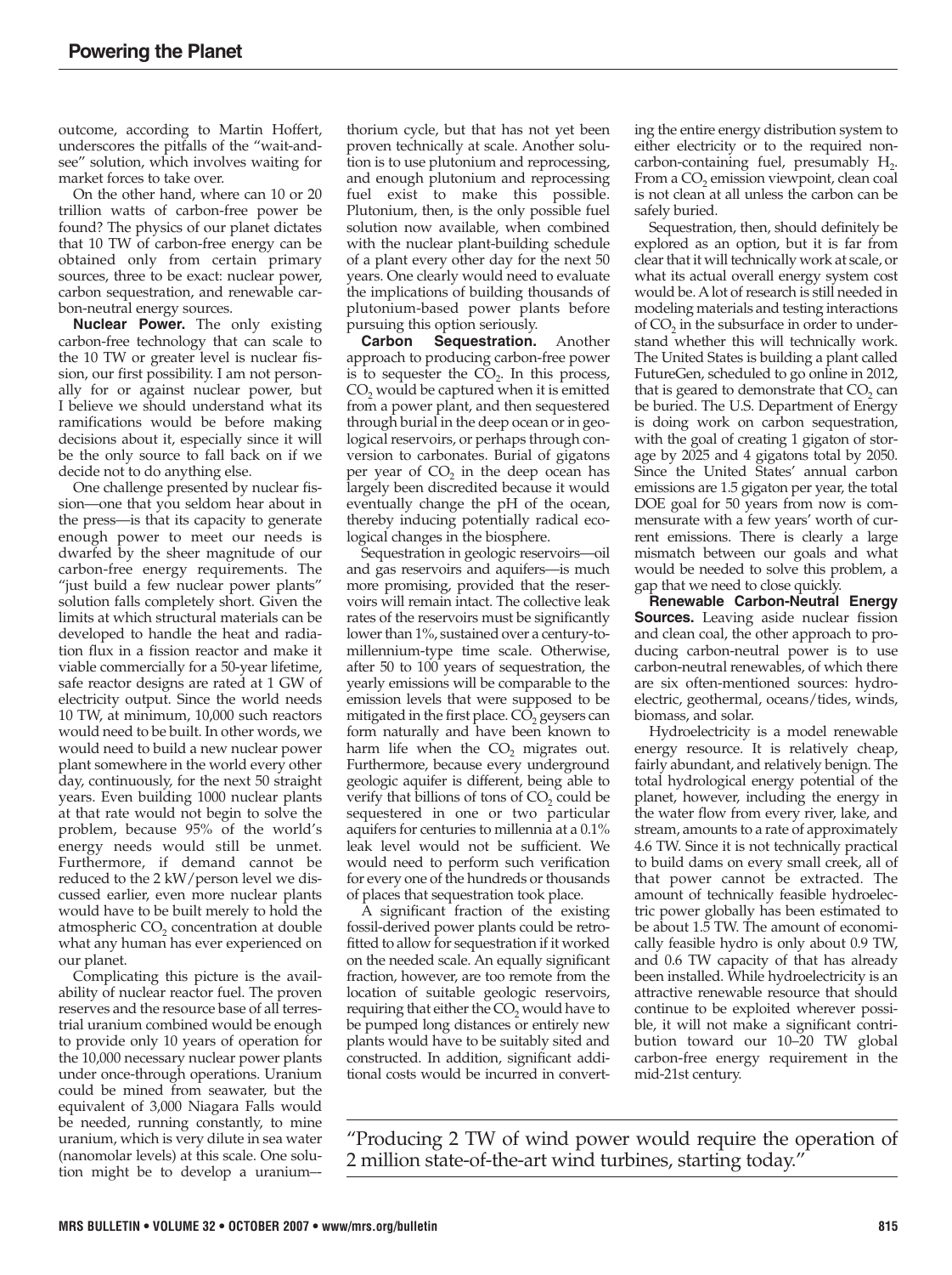outcome, according to Martin Hoffert, underscores the pitfalls of the "wait-and-see" solution, which involves waiting for market forces to take over.

On the other hand, where can 10 or 20 trillion watts of carbon-free power be found? The physics of our planet dictates that 10 TW of carbon-free energy can be obtained only from certain primary sources, three to be exact: nuclear power, carbon sequestration, and renewable carbon-neutral energy sources.

**Nuclear Power.** The only existing carbon-free technology that can scale to the 10 TW or greater level is nuclear fission, our first possibility. I am not personally for or against nuclear power, but I believe we should understand what its ramifications would be before making decisions about it, especially since it will be the only source to fall back on if we decide not to do anything else.

One challenge presented by nuclear fission—one that you seldom hear about in the press—is that its capacity to generate enough power to meet our needs is dwarfed by the sheer magnitude of our carbon-free energy requirements. The "just build a few nuclear power plants" solution falls completely short. Given the limits at which structural materials can be developed to handle the heat and radiation flux in a fission reactor and make it viable commercially for a 50-year lifetime, safe reactor designs are rated at 1 GW of electricity output. Since the world needs 10 TW, at minimum, 10,000 such reactors would need to be built. In other words, we would need to build a new nuclear power plant somewhere in the world every other day, continuously, for the next 50 straight years. Even building 1000 nuclear plants at that rate would not begin to solve the problem, because 95% of the world's energy needs would still be unmet. Furthermore, if demand cannot be reduced to the 2 kW/person level we discussed earlier, even more nuclear plants would have to be built merely to hold the atmospheric $CO_2$ concentration at double what any human has ever experienced on our planet.

Complicating this picture is the availability of nuclear reactor fuel. The proven reserves and the resource base of all terrestrial uranium combined would be enough to provide only 10 years of operation for the 10,000 necessary nuclear power plants under once-through operations. Uranium could be mined from seawater, but the equivalent of 3,000 Niagara Falls would be needed, running constantly, to mine uranium, which is very dilute in sea water (nanomolar levels) at this scale. One solution might be to develop a uranium–thorium cycle, but that has not yet been proven technically at scale. Another solution is to use plutonium and reprocessing, and enough plutonium and reprocessing fuel exist to make this possible. Plutonium, then, is the only possible fuel solution now available, when combined with the nuclear plant-building schedule of a plant every other day for the next 50 years. One clearly would need to evaluate the implications of building thousands of plutonium-based power plants before pursuing this option seriously.

**Carbon Sequestration.** Another approach to producing carbon-free power is to sequester the $CO_2$. In this process, $CO_2$ would be captured when it is emitted from a power plant, and then sequestered through burial in the deep ocean or in geological reservoirs, or perhaps through conversion to carbonates. Burial of gigatons per year of $CO_2$ in the deep ocean has largely been discredited because it would eventually change the pH of the ocean, thereby inducing potentially radical ecological changes in the biosphere.

Sequestration in geologic reservoirs—oil and gas reservoirs and aquifers—is much more promising, provided that the reservoirs will remain intact. The collective leak rates of the reservoirs must be significantly lower than 1%, sustained over a century-to-millennium-type time scale. Otherwise, after 50 to 100 years of sequestration, the yearly emissions will be comparable to the emission levels that were supposed to be mitigated in the first place. $CO_2$ geysers can form naturally and have been known to harm life when the $CO_2$ migrates out. Furthermore, because every underground geologic aquifer is different, being able to verify that billions of tons of $CO_2$ could be sequestered in one or two particular aquifers for centuries to millennia at a 0.1% leak level would not be sufficient. We would need to perform such verification for every one of the hundreds or thousands of places that sequestration took place.

A significant fraction of the existing fossil-derived power plants could be retrofitted to allow for sequestration if it worked on the needed scale. An equally significant fraction, however, are too remote from the location of suitable geologic reservoirs, requiring that either the $CO_2$ would have to be pumped long distances or entirely new plants would have to be suitably sited and constructed. In addition, significant additional costs would be incurred in converting the entire energy distribution system to either electricity or to the required non-carbon-containing fuel, presumably $H_2$. From a $CO_2$ emission viewpoint, clean coal is not clean at all unless the carbon can be safely buried.

Sequestration, then, should definitely be explored as an option, but it is far from clear that it will technically work at scale, or what its actual overall energy system cost would be. A lot of research is still needed in modeling materials and testing interactions of $CO_2$ in the subsurface in order to understand whether this will technically work. The United States is building a plant called FutureGen, scheduled to go online in 2012, that is geared to demonstrate that $CO_2$ can be buried. The U.S. Department of Energy is doing work on carbon sequestration, with the goal of creating 1 gigaton of storage by 2025 and 4 gigatons total by 2050. Since the United States' annual carbon emissions are 1.5 gigaton per year, the total DOE goal for 50 years from now is commensurate with a few years' worth of current emissions. There is clearly a large mismatch between our goals and what would be needed to solve this problem, a gap that we need to close quickly.

**Renewable Carbon-Neutral Energy Sources.** Leaving aside nuclear fission and clean coal, the other approach to producing carbon-neutral power is to use carbon-neutral renewables, of which there are six often-mentioned sources: hydroelectric, geothermal, oceans/tides, winds, biomass, and solar.

Hydroelectricity is a model renewable energy resource. It is relatively cheap, fairly abundant, and relatively benign. The total hydrological energy potential of the planet, however, including the energy in the water flow from every river, lake, and stream, amounts to a rate of approximately 4.6 TW. Since it is not technically practical to build dams on every small creek, all of that power cannot be extracted. The amount of technically feasible hydroelectric power globally has been estimated to be about 1.5 TW. The amount of economically feasible hydro is only about 0.9 TW, and 0.6 TW capacity of that has already been installed. While hydroelectricity is an attractive renewable resource that should continue to be exploited wherever possible, it will not make a significant contribution toward our 10–20 TW global carbon-free energy requirement in the mid-21st century.

"Producing 2 TW of wind power would require the operation of 2 million state-of-the-art wind turbines, starting today."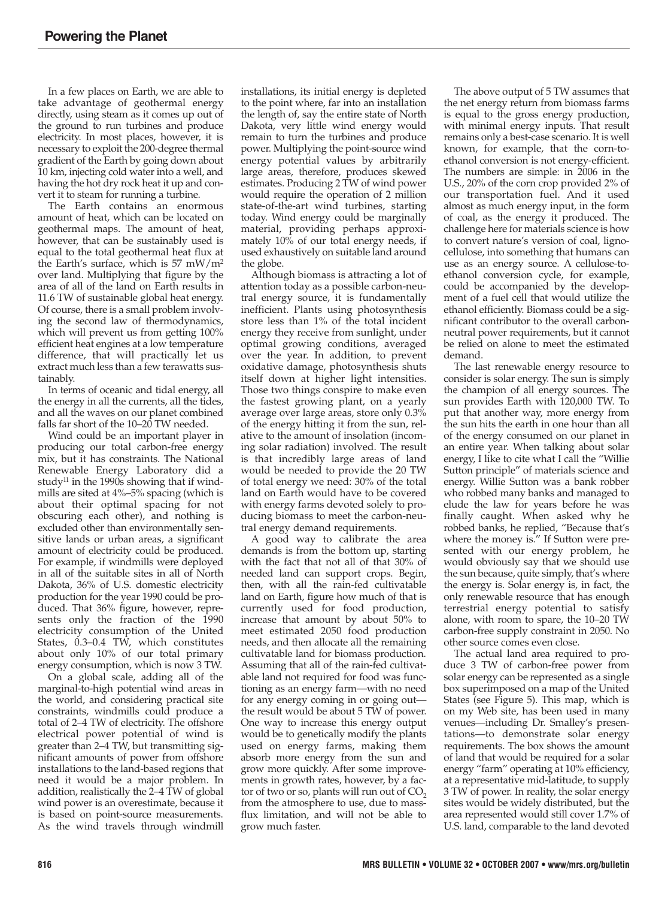In a few places on Earth, we are able to take advantage of geothermal energy directly, using steam as it comes up out of the ground to run turbines and produce electricity. In most places, however, it is necessary to exploit the 200-degree thermal gradient of the Earth by going down about 10 km, injecting cold water into a well, and having the hot dry rock heat it up and convert it to steam for running a turbine.

The Earth contains an enormous amount of heat, which can be located on geothermal maps. The amount of heat, however, that can be sustainably used is equal to the total geothermal heat flux at the Earth's surface, which is 57 $mW/m^2$ over land. Multiplying that figure by the area of all of the land on Earth results in 11.6 TW of sustainable global heat energy. Of course, there is a small problem involving the second law of thermodynamics, which will prevent us from getting 100% efficient heat engines at a low temperature difference, that will practically let us extract much less than a few terawatts sustainably.

In terms of oceanic and tidal energy, all the energy in all the currents, all the tides, and all the waves on our planet combined falls far short of the 10–20 TW needed.

Wind could be an important player in producing our total carbon-free energy mix, but it has constraints. The National Renewable Energy Laboratory did a study[11] in the 1990s showing that if windmills are sited at 4%–5% spacing (which is about their optimal spacing for not obscuring each other), and nothing is excluded other than environmentally sensitive lands or urban areas, a significant amount of electricity could be produced. For example, if windmills were deployed in all of the suitable sites in all of North Dakota, 36% of U.S. domestic electricity production for the year 1990 could be produced. That 36% figure, however, represents only the fraction of the 1990 electricity consumption of the United States, 0.3–0.4 TW, which constitutes about only 10% of our total primary energy consumption, which is now 3 TW.

On a global scale, adding all of the marginal-to-high potential wind areas in the world, and considering practical site constraints, windmills could produce a total of 2–4 TW of electricity. The offshore electrical power potential of wind is greater than 2–4 TW, but transmitting significant amounts of power from offshore installations to the land-based regions that need it would be a major problem. In addition, realistically the 2–4 TW of global wind power is an overestimate, because it is based on point-source measurements. As the wind travels through windmill installations, its initial energy is depleted to the point where, far into an installation the length of, say the entire state of North Dakota, very little wind energy would remain to turn the turbines and produce power. Multiplying the point-source wind energy potential values by arbitrarily large areas, therefore, produces skewed estimates. Producing 2 TW of wind power would require the operation of 2 million state-of-the-art wind turbines, starting today. Wind energy could be marginally material, providing perhaps approximately 10% of our total energy needs, if used exhaustively on suitable land around the globe.

Although biomass is attracting a lot of attention today as a possible carbon-neutral energy source, it is fundamentally inefficient. Plants using photosynthesis store less than 1% of the total incident energy they receive from sunlight, under optimal growing conditions, averaged over the year. In addition, to prevent oxidative damage, photosynthesis shuts itself down at higher light intensities. Those two things conspire to make even the fastest growing plant, on a yearly average over large areas, store only 0.3% of the energy hitting it from the sun, relative to the amount of insolation (incoming solar radiation) involved. The result is that incredibly large areas of land would be needed to provide the 20 TW of total energy we need: 30% of the total land on Earth would have to be covered with energy farms devoted solely to producing biomass to meet the carbon-neutral energy demand requirements.

A good way to calibrate the area demands is from the bottom up, starting with the fact that not all of that 30% of needed land can support crops. Begin, then, with all the rain-fed cultivatable land on Earth, figure how much of that is currently used for food production, increase that amount by about 50% to meet estimated 2050 food production needs, and then allocate all the remaining cultivatable land for biomass production. Assuming that all of the rain-fed cultivatable land not required for food was functioning as an energy farm—with no need for any energy coming in or going out—the result would be about 5 TW of power. One way to increase this energy output would be to genetically modify the plants used on energy farms, making them absorb more energy from the sun and grow more quickly. After some improvements in growth rates, however, by a factor of two or so, plants will run out of $CO_2$ from the atmosphere to use, due to mass-flux limitation, and will not be able to grow much faster.

The above output of 5 TW assumes that the net energy return from biomass farms is equal to the gross energy production, with minimal energy inputs. That result remains only a best-case scenario. It is well known, for example, that the corn-to-ethanol conversion is not energy-efficient. The numbers are simple: in 2006 in the U.S., 20% of the corn crop provided 2% of our transportation fuel. And it used almost as much energy input, in the form of coal, as the energy it produced. The challenge here for materials science is how to convert nature's version of coal, lignocellulose, into something that humans can use as an energy source. A cellulose-to-ethanol conversion cycle, for example, could be accompanied by the development of a fuel cell that would utilize the ethanol efficiently. Biomass could be a significant contributor to the overall carbon-neutral power requirements, but it cannot be relied on alone to meet the estimated demand.

The last renewable energy resource to consider is solar energy. The sun is simply the champion of all energy sources. The sun provides Earth with 120,000 TW. To put that another way, more energy from the sun hits the earth in one hour than all of the energy consumed on our planet in an entire year. When talking about solar energy, I like to cite what I call the "Willie Sutton principle" of materials science and energy. Willie Sutton was a bank robber who robbed many banks and managed to elude the law for years before he was finally caught. When asked why he robbed banks, he replied, "Because that's where the money is." If Sutton were presented with our energy problem, he would obviously say that we should use the sun because, quite simply, that's where the energy is. Solar energy is, in fact, the only renewable resource that has enough terrestrial energy potential to satisfy alone, with room to spare, the 10–20 TW carbon-free supply constraint in 2050. No other source comes even close.

The actual land area required to produce 3 TW of carbon-free power from solar energy can be represented as a single box superimposed on a map of the United States (see Figure 5). This map, which is on my Web site, has been used in many venues—including Dr. Smalley's presentations—to demonstrate solar energy requirements. The box shows the amount of land that would be required for a solar energy "farm" operating at 10% efficiency, at a representative mid-latitude, to supply 3 TW of power. In reality, the solar energy sites would be widely distributed, but the area represented would still cover 1.7% of U.S. land, comparable to the land devoted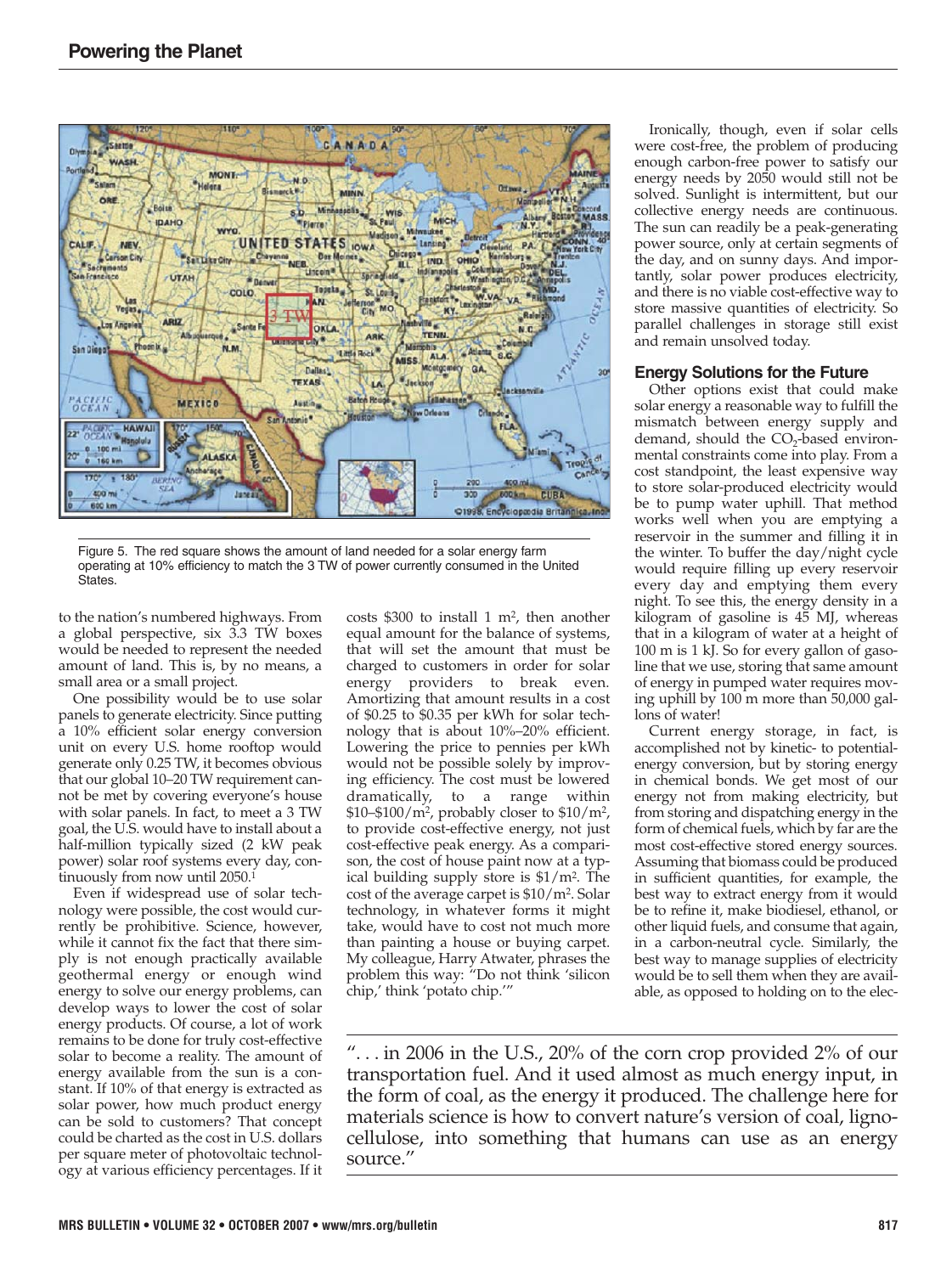Figure 5. The red square shows the amount of land needed for a solar energy farm operating at 10% efficiency to match the 3 TW of power currently consumed in the United States.

to the nation's numbered highways. From a global perspective, six 3.3 TW boxes would be needed to represent the needed amount of land. This is, by no means, a small area or a small project.

One possibility would be to use solar panels to generate electricity. Since putting a 10% efficient solar energy conversion unit on every U.S. home rooftop would generate only 0.25 TW, it becomes obvious that our global 10–20 TW requirement cannot be met by covering everyone's house with solar panels. In fact, to meet a 3 TW goal, the U.S. would have to install about a half-million typically sized (2 kW peak power) solar roof systems every day, continuously from now until 2050.[1]

Even if widespread use of solar technology were possible, the cost would currently be prohibitive. Science, however, while it cannot fix the fact that there simply is not enough practically available geothermal energy or enough wind energy to solve our energy problems, can develop ways to lower the cost of solar energy products. Of course, a lot of work remains to be done for truly cost-effective solar to become a reality. The amount of energy available from the sun is a constant. If 10% of that energy is extracted as solar power, how much product energy can be sold to customers? That concept could be charted as the cost in U.S. dollars per square meter of photovoltaic technology at various efficiency percentages. If it costs \$300 to install 1 $m^2$, then another equal amount for the balance of systems, that will set the amount that must be charged to customers in order for solar energy providers to break even. Amortizing that amount results in a cost of \$0.25 to \$0.35 per kWh for solar technology that is about 10%–20% efficient. Lowering the price to pennies per kWh would not be possible solely by improving efficiency. The cost must be lowered dramatically, to a range within \$10–\$100/$m^2$, probably closer to \$10/$m^2$, to provide cost-effective energy, not just cost-effective peak energy. As a comparison, the cost of house paint now at a typical building supply store is \$1/$m^2$. The cost of the average carpet is \$10/$m^2$. Solar technology, in whatever forms it might take, would have to cost not much more than painting a house or buying carpet. My colleague, Harry Atwater, phrases the problem this way: "Do not think 'silicon chip,' think 'potato chip.'"

Ironically, though, even if solar cells were cost-free, the problem of producing enough carbon-free power to satisfy our energy needs by 2050 would still not be solved. Sunlight is intermittent, but our collective energy needs are continuous. The sun can readily be a peak-generating power source, only at certain segments of the day, and on sunny days. And importantly, solar power produces electricity, and there is no viable cost-effective way to store massive quantities of electricity. So parallel challenges in storage still exist and remain unsolved today.

### Energy Solutions for the Future

Other options exist that could make solar energy a reasonable way to fulfill the mismatch between energy supply and demand, should the $CO_2$-based environmental constraints come into play. From a cost standpoint, the least expensive way to store solar-produced electricity would be to pump water uphill. That method works well when you are emptying a reservoir in the summer and filling it in the winter. To buffer the day/night cycle would require filling up every reservoir every day and emptying them every night. To see this, the energy density in a kilogram of gasoline is 45 MJ, whereas that in a kilogram of water at a height of 100 m is 1 kJ. So for every gallon of gasoline that we use, storing that same amount of energy in pumped water requires moving uphill by 100 m more than 50,000 gallons of water!

Current energy storage, in fact, is accomplished not by kinetic- to potential-energy conversion, but by storing energy in chemical bonds. We get most of our energy not from making electricity, but from storing and dispatching energy in the form of chemical fuels, which by far are the most cost-effective stored energy sources. Assuming that biomass could be produced in sufficient quantities, for example, the best way to extract energy from it would be to refine it, make biodiesel, ethanol, or other liquid fuels, and consume that again, in a carbon-neutral cycle. Similarly, the best way to manage supplies of electricity would be to sell them when they are available, as opposed to holding on to the elec-

"... in 2006 in the U.S., 20% of the corn crop provided 2% of our transportation fuel. And it used almost as much energy input, in the form of coal, as the energy it produced. The challenge here for materials science is how to convert nature's version of coal, lignocellulose, into something that humans can use as an energy source."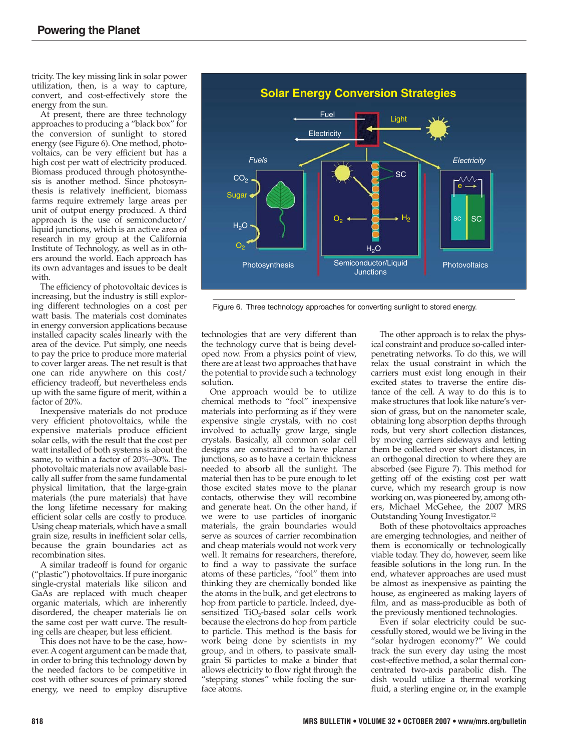tricity. The key missing link in solar power utilization, then, is a way to capture, convert, and cost-effectively store the energy from the sun.

At present, there are three technology approaches to producing a "black box" for the conversion of sunlight to stored energy (see Figure 6). One method, photovoltaics, can be very efficient but has a high cost per watt of electricity produced. Biomass produced through photosynthesis is another method. Since photosynthesis is relatively inefficient, biomass farms require extremely large areas per unit of output energy produced. A third approach is the use of semiconductor/liquid junctions, which is an active area of research in my group at the California Institute of Technology, as well as in others around the world. Each approach has its own advantages and issues to be dealt with.

The efficiency of photovoltaic devices is increasing, but the industry is still exploring different technologies on a cost per watt basis. The materials cost dominates in energy conversion applications because installed capacity scales linearly with the area of the device. Put simply, one needs to pay the price to produce more material to cover larger areas. The net result is that one can ride anywhere on this cost/efficiency tradeoff, but nevertheless ends up with the same figure of merit, within a factor of 20%.

Inexpensive materials do not produce very efficient photovoltaics, while the expensive materials produce efficient solar cells, with the result that the cost per watt installed of both systems is about the same, to within a factor of 20%–30%. The photovoltaic materials now available basically all suffer from the same fundamental physical limitation, that the large-grain materials (the pure materials) that have the long lifetime necessary for making efficient solar cells are costly to produce. Using cheap materials, which have a small grain size, results in inefficient solar cells, because the grain boundaries act as recombination sites.

A similar tradeoff is found for organic ("plastic") photovoltaics. If pure inorganic single-crystal materials like silicon and GaAs are replaced with much cheaper organic materials, which are inherently disordered, the cheaper materials lie on the same cost per watt curve. The resulting cells are cheaper, but less efficient.

This does not have to be the case, however. A cogent argument can be made that, in order to bring this technology down by the needed factors to be competitive in cost with other sources of primary stored energy, we need to employ disruptive technologies that are very different than the technology curve that is being developed now. From a physics point of view, there are at least two approaches that have the potential to provide such a technology solution.

One approach would be to utilize chemical methods to "fool" inexpensive materials into performing as if they were expensive single crystals, with no cost involved to actually grow large, single crystals. Basically, all common solar cell designs are constrained to have planar junctions, so as to have a certain thickness needed to absorb all the sunlight. The material then has to be pure enough to let those excited states move to the planar contacts, otherwise they will recombine and generate heat. On the other hand, if we were to use particles of inorganic materials, the grain boundaries would serve as sources of carrier recombination and cheap materials would not work very well. It remains for researchers, therefore, to find a way to passivate the surface atoms of these particles, "fool" them into thinking they are chemically bonded like the atoms in the bulk, and get electrons to hop from particle to particle. Indeed, dye-sensitized $TiO_2$-based solar cells work because the electrons do hop from particle to particle. This method is the basis for work being done by scientists in my group, and in others, to passivate small-grain Si particles to make a binder that allows electricity to flow right through the "stepping stones" while fooling the surface atoms.

The other approach is to relax the physical constraint and produce so-called interpenetrating networks. To do this, we will relax the usual constraint in which the carriers must exist long enough in their excited states to traverse the entire distance of the cell. A way to do this is to make structures that look like nature's version of grass, but on the nanometer scale, obtaining long absorption depths through rods, but very short collection distances, by moving carriers sideways and letting them be collected over short distances, in an orthogonal direction to where they are absorbed (see Figure 7). This method for getting off of the existing cost per watt curve, which my research group is now working on, was pioneered by, among others, Michael McGehee, the 2007 MRS Outstanding Young Investigator.[12]

Both of these photovoltaics approaches are emerging technologies, and neither of them is economically or technologically viable today. They do, however, seem like feasible solutions in the long run. In the end, whatever approaches are used must be almost as inexpensive as painting the house, as engineered as making layers of film, and as mass-producible as both of the previously mentioned technologies.

Even if solar electricity could be successfully stored, would we be living in the "solar hydrogen economy?" We could track the sun every day using the most cost-effective method, a solar thermal concentrated two-axis parabolic dish. The dish would utilize a thermal working fluid, a sterling engine or, in the example

Figure 6. Three technology approaches for converting sunlight to stored energy.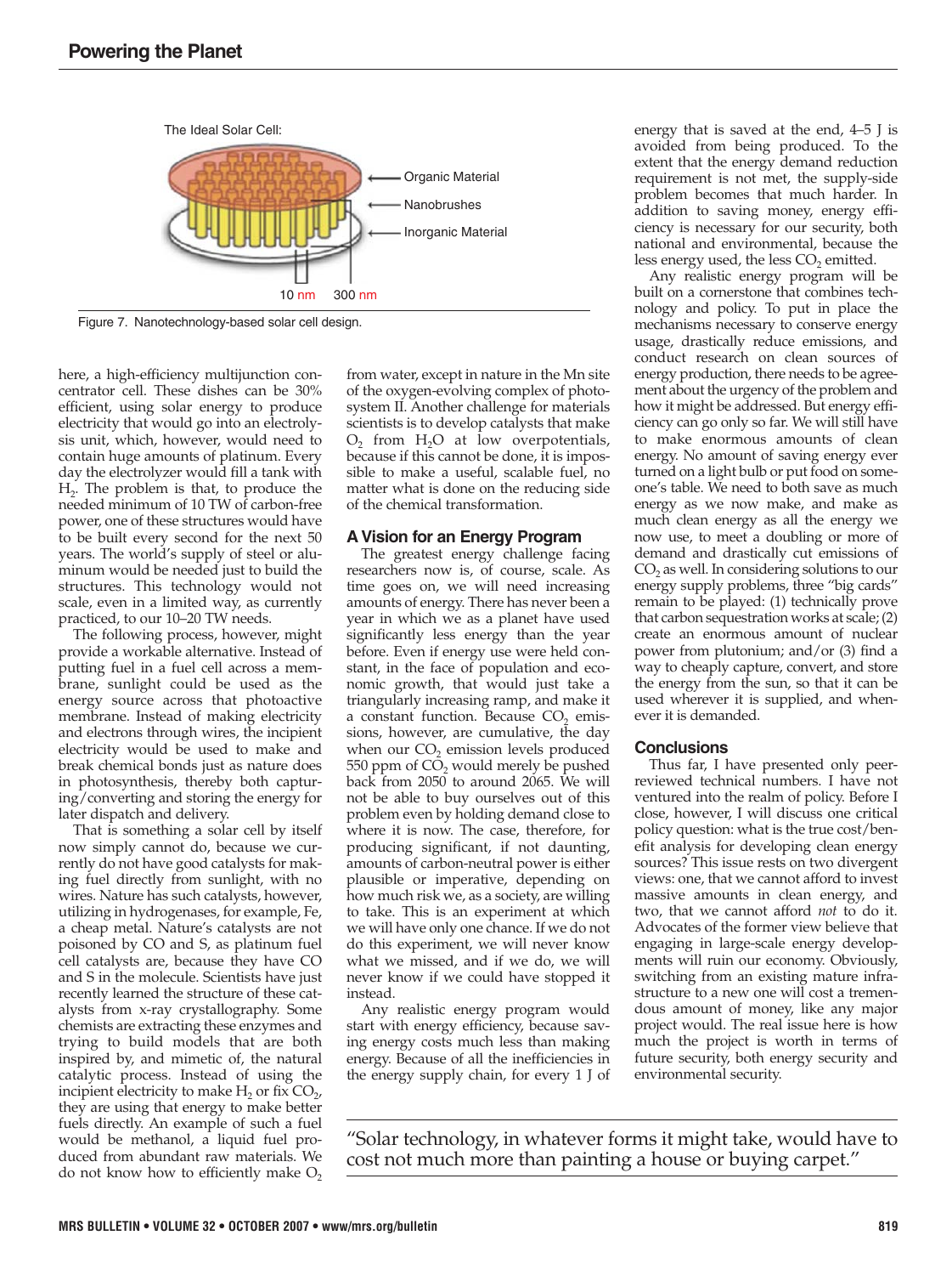The Ideal Solar Cell:

Figure 7. Nanotechnology-based solar cell design.

here, a high-efficiency multijunction concentrator cell. These dishes can be 30% efficient, using solar energy to produce electricity that would go into an electrolysis unit, which, however, would need to contain huge amounts of platinum. Every day the electrolyzer would fill a tank with $H_2$. The problem is that, to produce the needed minimum of 10 TW of carbon-free power, one of these structures would have to be built every second for the next 50 years. The world's supply of steel or aluminum would be needed just to build the structures. This technology would not scale, even in a limited way, as currently practiced, to our 10–20 TW needs.

The following process, however, might provide a workable alternative. Instead of putting fuel in a fuel cell across a membrane, sunlight could be used as the energy source across that photoactive membrane. Instead of making electricity and electrons through wires, the incipient electricity would be used to make and break chemical bonds just as nature does in photosynthesis, thereby both capturing/converting and storing the energy for later dispatch and delivery.

That is something a solar cell by itself now simply cannot do, because we currently do not have good catalysts for making fuel directly from sunlight, with no wires. Nature has such catalysts, however, utilizing in hydrogenases, for example, Fe, a cheap metal. Nature's catalysts are not poisoned by CO and S, as platinum fuel cell catalysts are, because they have CO and S in the molecule. Scientists have just recently learned the structure of these catalysts from x-ray crystallography. Some chemists are extracting these enzymes and trying to build models that are both inspired by, and mimetic of, the natural catalytic process. Instead of using the incipient electricity to make $H_2$ or fix $CO_2$, they are using that energy to make better fuels directly. An example of such a fuel would be methanol, a liquid fuel produced from abundant raw materials. We do not know how to efficiently make $O_2$ from water, except in nature in the Mn site of the oxygen-evolving complex of photosystem II. Another challenge for materials scientists is to develop catalysts that make $O_2$ from $H_2O$ at low overpotentials, because if this cannot be done, it is impossible to make a useful, scalable fuel, no matter what is done on the reducing side of the chemical transformation.

## A Vision for an Energy Program

The greatest energy challenge facing researchers now is, of course, scale. As time goes on, we will need increasing amounts of energy. There has never been a year in which we as a planet have used significantly less energy than the year before. Even if energy use were held constant, in the face of population and economic growth, that would just take a triangularly increasing ramp, and make it a constant function. Because $CO_2$ emissions, however, are cumulative, the day when our $CO_2$ emission levels produced 550 ppm of $CO_2$ would merely be pushed back from 2050 to around 2065. We will not be able to buy ourselves out of this problem even by holding demand close to where it is now. The case, therefore, for producing significant, if not daunting, amounts of carbon-neutral power is either plausible or imperative, depending on how much risk we, as a society, are willing to take. This is an experiment at which we will have only one chance. If we do not do this experiment, we will never know what we missed, and if we do, we will never know if we could have stopped it instead.

Any realistic energy program would start with energy efficiency, because saving energy costs much less than making energy. Because of all the inefficiencies in the energy supply chain, for every 1 J of energy that is saved at the end, 4–5 J is avoided from being produced. To the extent that the energy demand reduction requirement is not met, the supply-side problem becomes that much harder. In addition to saving money, energy efficiency is necessary for our security, both national and environmental, because the less energy used, the less $CO_2$ emitted.

Any realistic energy program will be built on a cornerstone that combines technology and policy. To put in place the mechanisms necessary to conserve energy usage, drastically reduce emissions, and conduct research on clean sources of energy production, there needs to be agreement about the urgency of the problem and how it might be addressed. But energy efficiency can go only so far. We will still have to make enormous amounts of clean energy. No amount of saving energy ever turned on a light bulb or put food on someone's table. We need to both save as much energy as we now make, and make as much clean energy as all the energy we now use, to meet a doubling or more of demand and drastically cut emissions of $CO_2$ as well. In considering solutions to our energy supply problems, three "big cards" remain to be played: (1) technically prove that carbon sequestration works at scale; (2) create an enormous amount of nuclear power from plutonium; and/or (3) find a way to cheaply capture, convert, and store the energy from the sun, so that it can be used wherever it is supplied, and whenever it is demanded.

## Conclusions

Thus far, I have presented only peer-reviewed technical numbers. I have not ventured into the realm of policy. Before I close, however, I will discuss one critical policy question: what is the true cost/benefit analysis for developing clean energy sources? This issue rests on two divergent views: one, that we cannot afford to invest massive amounts in clean energy, and two, that we cannot afford *not* to do it. Advocates of the former view believe that engaging in large-scale energy developments will ruin our economy. Obviously, switching from an existing mature infrastructure to a new one will cost a tremendous amount of money, like any major project would. The real issue here is how much the project is worth in terms of future security, both energy security and environmental security.

"Solar technology, in whatever forms it might take, would have to cost not much more than painting a house or buying carpet."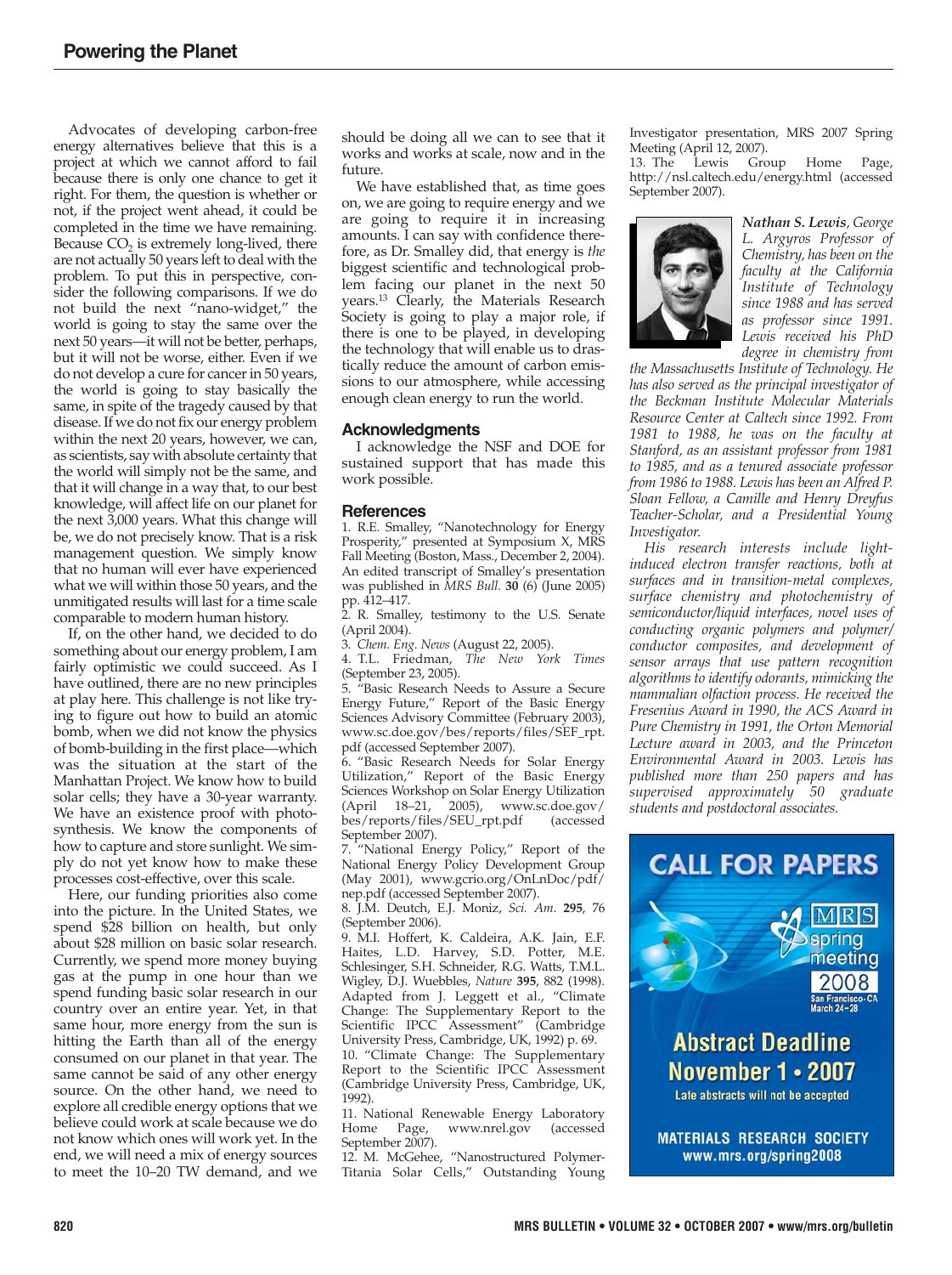Advocates of developing carbon-free energy alternatives believe that this is a project at which we cannot afford to fail because there is only one chance to get it right. For them, the question is whether or not, if the project went ahead, it could be completed in the time we have remaining. Because $CO_2$ is extremely long-lived, there are not actually 50 years left to deal with the problem. To put this in perspective, consider the following comparisons. If we do not build the next "nano-widget," the world is going to stay the same over the next 50 years—it will not be better, perhaps, but it will not be worse, either. Even if we do not develop a cure for cancer in 50 years, the world is going to stay basically the same, in spite of the tragedy caused by that disease. If we do not fix our energy problem within the next 20 years, however, we can, as scientists, say with absolute certainty that the world will simply not be the same, and that it will change in a way that, to our best knowledge, will affect life on our planet for the next 3,000 years. What this change will be, we do not precisely know. That is a risk management question. We simply know that no human will ever have experienced what we will within those 50 years, and the unmitigated results will last for a time scale comparable to modern human history.

If, on the other hand, we decided to do something about our energy problem, I am fairly optimistic we could succeed. As I have outlined, there are no new principles at play here. This challenge is not like trying to figure out how to build an atomic bomb, when we did not know the physics of bomb-building in the first place—which was the situation at the start of the Manhattan Project. We know how to build solar cells; they have a 30-year warranty. We have an existence proof with photosynthesis. We know the components of how to capture and store sunlight. We simply do not yet know how to make these processes cost-effective, over this scale.

Here, our funding priorities also come into the picture. In the United States, we spend \$28 billion on health, but only about \$28 million on basic solar research. Currently, we spend more money buying gas at the pump in one hour than we spend funding basic solar research in our country over an entire year. Yet, in that same hour, more energy from the sun is hitting the Earth than all of the energy consumed on our planet in that year. The same cannot be said of any other energy source. On the other hand, we need to explore all credible energy options that we believe could work at scale because we do not know which ones will work yet. In the end, we will need a mix of energy sources to meet the 10–20 TW demand, and we should be doing all we can to see that it works and works at scale, now and in the future.

We have established that, as time goes on, we are going to require energy and we are going to require it in increasing amounts. I can say with confidence therefore, as Dr. Smalley did, that energy is *the* biggest scientific and technological problem facing our planet in the next 50 years.[13] Clearly, the Materials Research Society is going to play a major role, if there is one to be played, in developing the technology that will enable us to drastically reduce the amount of carbon emissions to our atmosphere, while accessing enough clean energy to run the world.

## Acknowledgments

I acknowledge the NSF and DOE for sustained support that has made this work possible.

## References

1. R.E. Smalley, "Nanotechnology for Energy Prosperity," presented at Symposium X, MRS Fall Meeting (Boston, Mass., December 2, 2004). An edited transcript of Smalley's presentation was published in *MRS Bull*. **30** (6) (June 2005) pp. 412–417.
2. R. Smalley, testimony to the U.S. Senate (April 2004).
3. *Chem. Eng. News* (August 22, 2005).
4. T.L. Friedman, *The New York Times* (September 23, 2005).
5. "Basic Research Needs to Assure a Secure Energy Future," Report of the Basic Energy Sciences Advisory Committee (February 2003), www.sc.doe.gov/bes/reports/files/SEF_rpt.pdf (accessed September 2007).
6. "Basic Research Needs for Solar Energy Utilization," Report of the Basic Energy Sciences Workshop on Solar Energy Utilization (April 18–21, 2005), www.sc.doe.gov/bes/reports/files/SEU_rpt.pdf (accessed September 2007).
7. "National Energy Policy," Report of the National Energy Policy Development Group (May 2001), www.gcrio.org/OnLnDoc/pdf/nep.pdf (accessed September 2007).
8. J.M. Deutch, E.J. Moniz, *Sci. Am*. **295**, 76 (September 2006).
9. M.I. Hoffert, K. Caldeira, A.K. Jain, E.F. Haites, L.D. Harvey, S.D. Potter, M.E. Schlesinger, S.H. Schneider, R.G. Watts, T.M.L. Wigley, D.J. Wuebbles, *Nature* **395**, 882 (1998). Adapted from J. Leggett et al., "Climate Change: The Supplementary Report to the Scientific IPCC Assessment" (Cambridge University Press, Cambridge, UK, 1992) p. 69.
10. "Climate Change: The Supplementary Report to the Scientific IPCC Assessment (Cambridge University Press, Cambridge, UK, 1992).
11. National Renewable Energy Laboratory Home Page, www.nrel.gov (accessed September 2007).
12. M. McGehee, "Nanostructured Polymer-Titania Solar Cells," Outstanding Young Investigator presentation, MRS 2007 Spring Meeting (April 12, 2007).
13. The Lewis Group Home Page, http://nsl.caltech.edu/energy.html (accessed September 2007).

***Nathan S. Lewis**, George L. Argyros Professor of Chemistry, has been on the faculty at the California Institute of Technology since 1988 and has served as professor since 1991. Lewis received his PhD degree in chemistry from the Massachusetts Institute of Technology. He has also served as the principal investigator of the Beckman Institute Molecular Materials Resource Center at Caltech since 1992. From 1981 to 1988, he was on the faculty at Stanford, as an assistant professor from 1981 to 1985, and as a tenured associate professor from 1986 to 1988. Lewis has been an Alfred P. Sloan Fellow, a Camille and Henry Dreyfus Teacher-Scholar, and a Presidential Young Investigator.*

*His research interests include light-induced electron transfer reactions, both at surfaces and in transition-metal complexes, surface chemistry and photochemistry of semiconductor/liquid interfaces, novel uses of conducting organic polymers and polymer/conductor composites, and development of sensor arrays that use pattern recognition algorithms to identify odorants, mimicking the mammalian olfaction process. He received the Fresenius Award in 1990, the ACS Award in Pure Chemistry in 1991, the Orton Memorial Lecture award in 2003, and the Princeton Environmental Award in 2003. Lewis has published more than 250 papers and has supervised approximately 50 graduate students and postdoctoral associates.*

**CALL FOR PAPERS**

MRS spring meeting 2008
San Francisco • CA
March 24–28

**Abstract Deadline November 1 • 2007**

Late abstracts will not be accepted

MATERIALS RESEARCH SOCIETY
www.mrs.org/spring2008